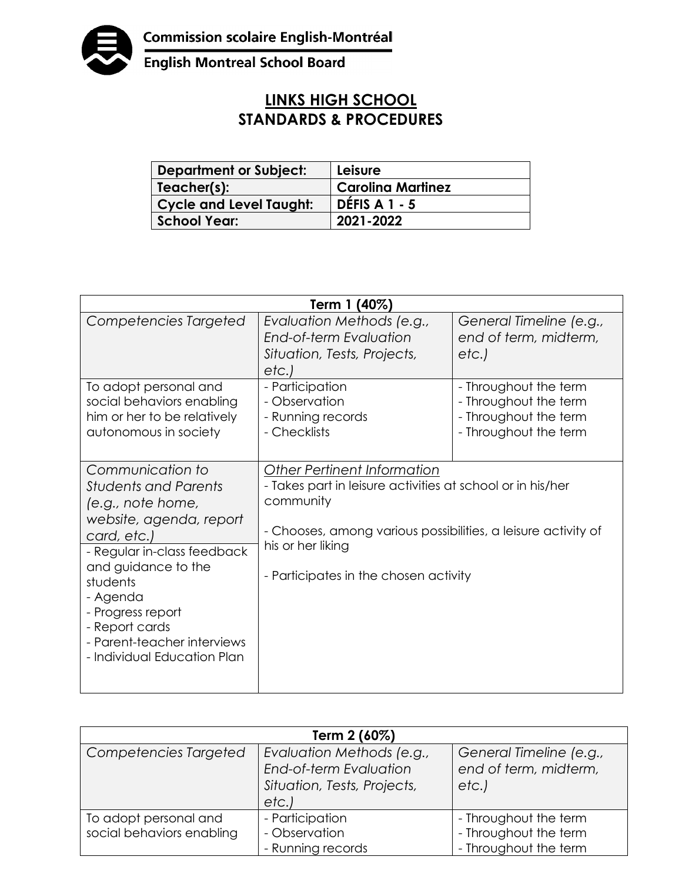Commission scolaire English-Montréal

English Montreal School Board

# LINKS HIGH SCHOOL
# STANDARDS & PROCEDURES

| Department or Subject: | Leisure |
|---|---|
| Teacher(s): | Carolina Martinez |
| Cycle and Level Taught: | DÉFIS A 1 - 5 |
| School Year: | 2021-2022 |

| Term 1 (40%) | | |
|---|---|---|
| *Competencies Targeted* | *Evaluation Methods (e.g., End-of-term Evaluation Situation, Tests, Projects, etc.)* | *General Timeline (e.g., end of term, midterm, etc.)* |
| To adopt personal and social behaviors enabling him or her to be relatively autonomous in society | - Participation<br>- Observation<br>- Running records<br>- Checklists | - Throughout the term<br>- Throughout the term<br>- Throughout the term<br>- Throughout the term |
| *Communication to Students and Parents (e.g., note home, website, agenda, report card, etc.)*<br>- Regular in-class feedback and guidance to the students<br>- Agenda<br>- Progress report<br>- Report cards<br>- Parent-teacher interviews<br>- Individual Education Plan | *Other Pertinent Information*<br>- Takes part in leisure activities at school or in his/her community<br><br>- Chooses, among various possibilities, a leisure activity of his or her liking<br><br>- Participates in the chosen activity | |

| Term 2 (60%) | | |
|---|---|---|
| *Competencies Targeted* | *Evaluation Methods (e.g., End-of-term Evaluation Situation, Tests, Projects, etc.)* | *General Timeline (e.g., end of term, midterm, etc.)* |
| To adopt personal and social behaviors enabling | - Participation<br>- Observation<br>- Running records | - Throughout the term<br>- Throughout the term<br>- Throughout the term |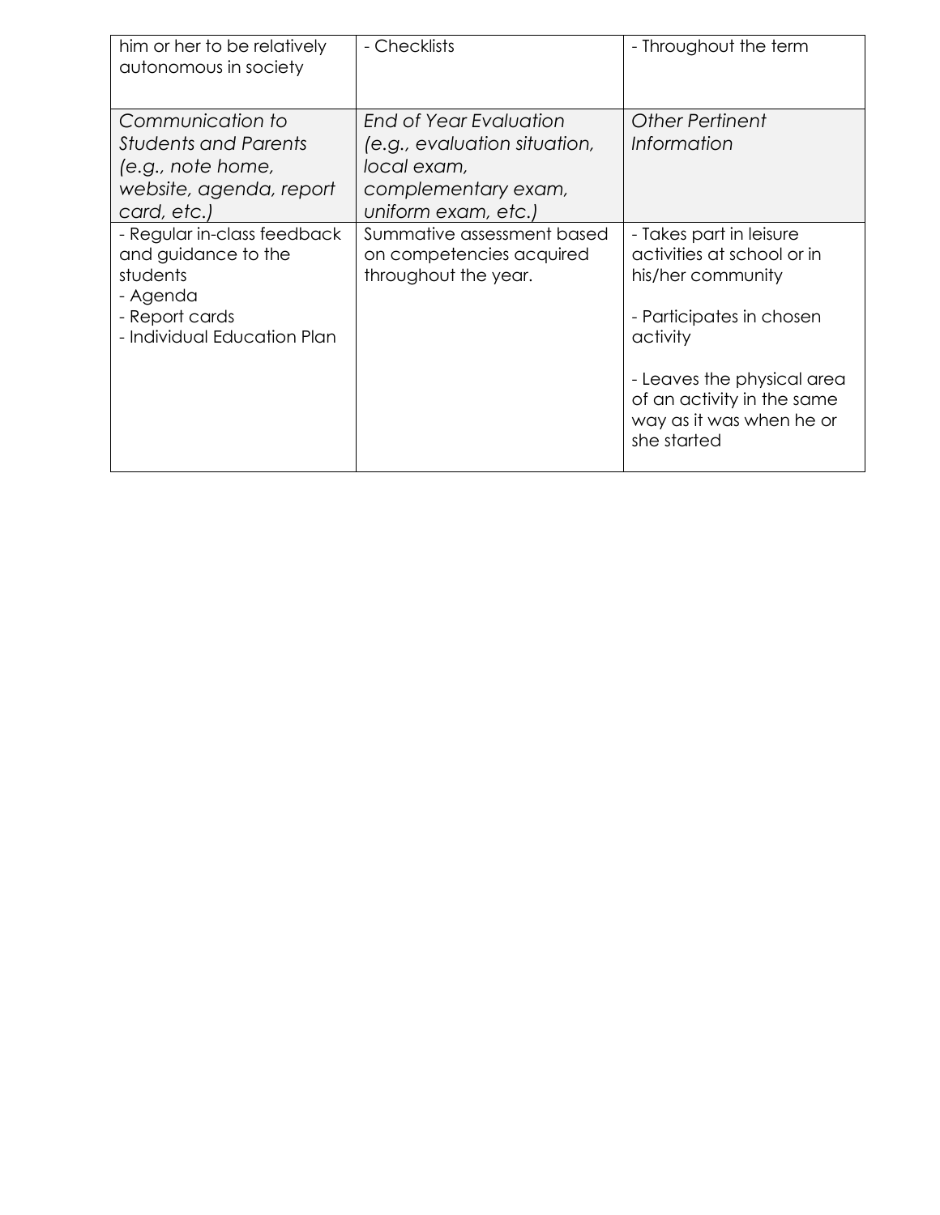| | | |
|---|---|---|
| him or her to be relatively autonomous in society | - Checklists | - Throughout the term |
| *Communication to Students and Parents (e.g., note home, website, agenda, report card, etc.)* | *End of Year Evaluation (e.g., evaluation situation, local exam, complementary exam, uniform exam, etc.)* | *Other Pertinent Information* |
| - Regular in-class feedback and guidance to the students<br>- Agenda<br>- Report cards<br>- Individual Education Plan | Summative assessment based on competencies acquired throughout the year. | - Takes part in leisure activities at school or in his/her community<br><br>- Participates in chosen activity<br><br>- Leaves the physical area of an activity in the same way as it was when he or she started |